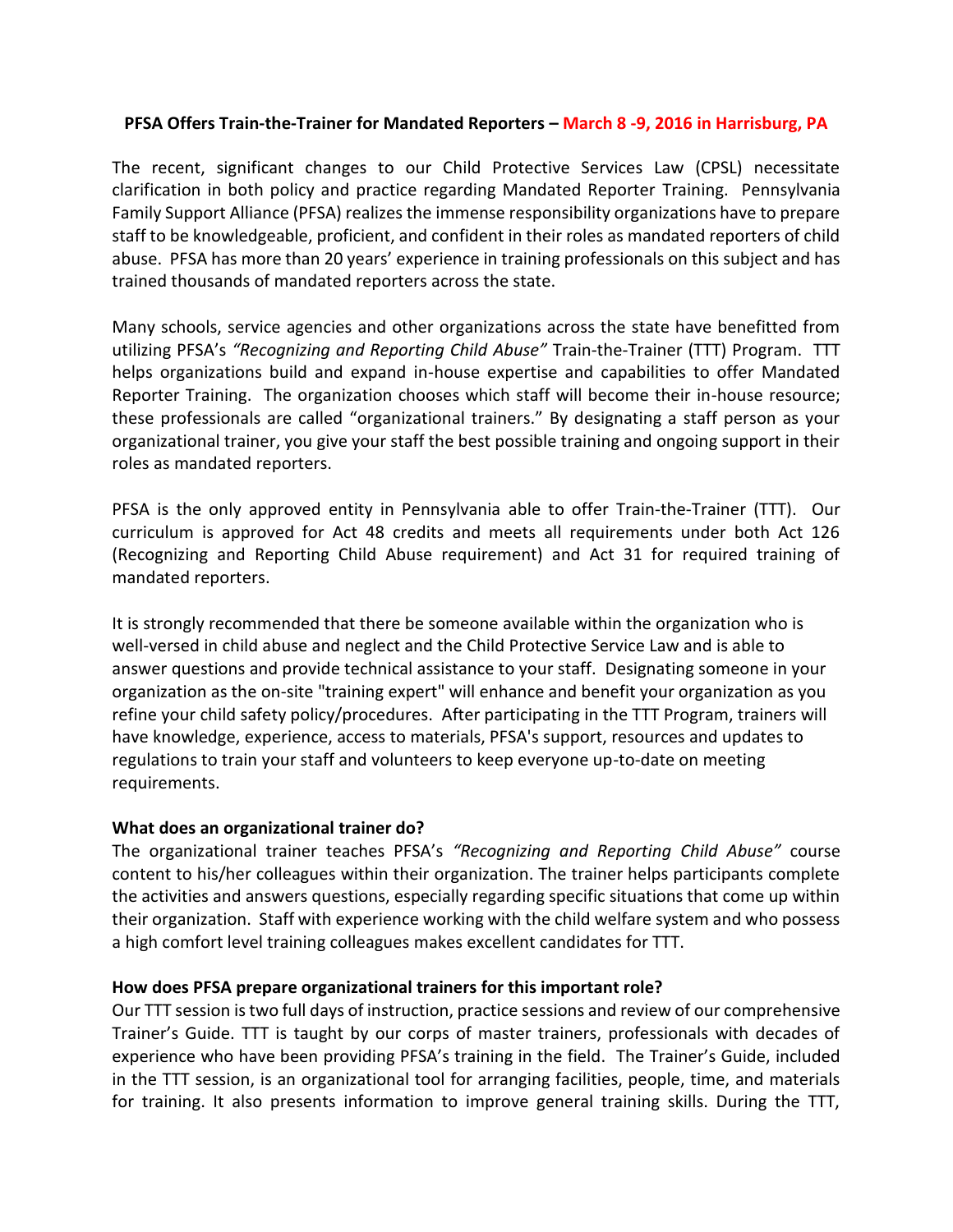**PFSA Offers Train-the-Trainer for Mandated Reporters – March 8 -9, 2016 in Harrisburg, PA**

The recent, significant changes to our Child Protective Services Law (CPSL) necessitate clarification in both policy and practice regarding Mandated Reporter Training. Pennsylvania Family Support Alliance (PFSA) realizes the immense responsibility organizations have to prepare staff to be knowledgeable, proficient, and confident in their roles as mandated reporters of child abuse. PFSA has more than 20 years' experience in training professionals on this subject and has trained thousands of mandated reporters across the state.

Many schools, service agencies and other organizations across the state have benefitted from utilizing PFSA's *"Recognizing and Reporting Child Abuse"* Train-the-Trainer (TTT) Program. TTT helps organizations build and expand in-house expertise and capabilities to offer Mandated Reporter Training. The organization chooses which staff will become their in-house resource; these professionals are called "organizational trainers." By designating a staff person as your organizational trainer, you give your staff the best possible training and ongoing support in their roles as mandated reporters.

PFSA is the only approved entity in Pennsylvania able to offer Train-the-Trainer (TTT). Our curriculum is approved for Act 48 credits and meets all requirements under both Act 126 (Recognizing and Reporting Child Abuse requirement) and Act 31 for required training of mandated reporters.

It is strongly recommended that there be someone available within the organization who is well-versed in child abuse and neglect and the Child Protective Service Law and is able to answer questions and provide technical assistance to your staff. Designating someone in your organization as the on-site "training expert" will enhance and benefit your organization as you refine your child safety policy/procedures. After participating in the TTT Program, trainers will have knowledge, experience, access to materials, PFSA's support, resources and updates to regulations to train your staff and volunteers to keep everyone up-to-date on meeting requirements.

**What does an organizational trainer do?**

The organizational trainer teaches PFSA's *"Recognizing and Reporting Child Abuse"* course content to his/her colleagues within their organization. The trainer helps participants complete the activities and answers questions, especially regarding specific situations that come up within their organization. Staff with experience working with the child welfare system and who possess a high comfort level training colleagues makes excellent candidates for TTT.

**How does PFSA prepare organizational trainers for this important role?**

Our TTT session is two full days of instruction, practice sessions and review of our comprehensive Trainer's Guide. TTT is taught by our corps of master trainers, professionals with decades of experience who have been providing PFSA's training in the field. The Trainer's Guide, included in the TTT session, is an organizational tool for arranging facilities, people, time, and materials for training. It also presents information to improve general training skills. During the TTT,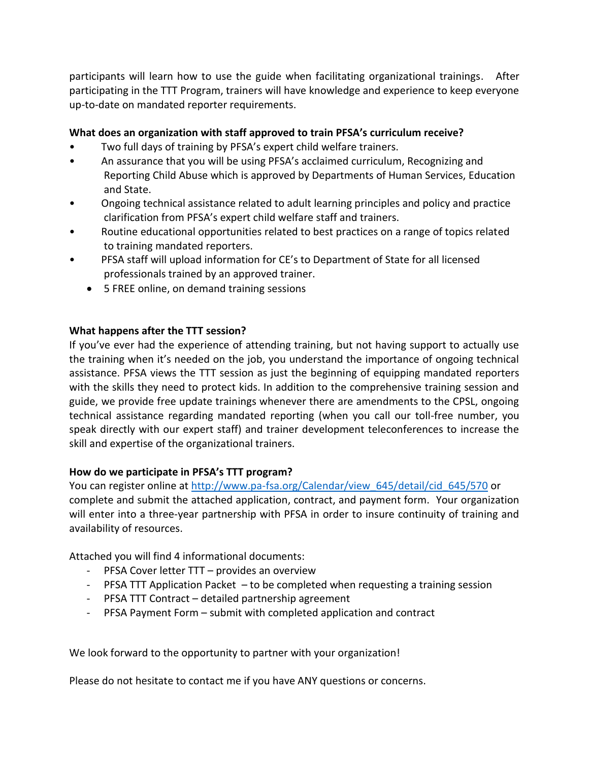participants will learn how to use the guide when facilitating organizational trainings. After participating in the TTT Program, trainers will have knowledge and experience to keep everyone up-to-date on mandated reporter requirements.

**What does an organization with staff approved to train PFSA's curriculum receive?**

- Two full days of training by PFSA's expert child welfare trainers.
- An assurance that you will be using PFSA's acclaimed curriculum, Recognizing and Reporting Child Abuse which is approved by Departments of Human Services, Education and State.
- Ongoing technical assistance related to adult learning principles and policy and practice clarification from PFSA's expert child welfare staff and trainers.
- Routine educational opportunities related to best practices on a range of topics related to training mandated reporters.
- PFSA staff will upload information for CE's to Department of State for all licensed professionals trained by an approved trainer.
  - 5 FREE online, on demand training sessions

**What happens after the TTT session?**

If you've ever had the experience of attending training, but not having support to actually use the training when it's needed on the job, you understand the importance of ongoing technical assistance. PFSA views the TTT session as just the beginning of equipping mandated reporters with the skills they need to protect kids. In addition to the comprehensive training session and guide, we provide free update trainings whenever there are amendments to the CPSL, ongoing technical assistance regarding mandated reporting (when you call our toll-free number, you speak directly with our expert staff) and trainer development teleconferences to increase the skill and expertise of the organizational trainers.

**How do we participate in PFSA's TTT program?**

You can register online at http://www.pa-fsa.org/Calendar/view_645/detail/cid_645/570 or complete and submit the attached application, contract, and payment form. Your organization will enter into a three-year partnership with PFSA in order to insure continuity of training and availability of resources.

Attached you will find 4 informational documents:

- PFSA Cover letter TTT – provides an overview
- PFSA TTT Application Packet – to be completed when requesting a training session
- PFSA TTT Contract – detailed partnership agreement
- PFSA Payment Form – submit with completed application and contract

We look forward to the opportunity to partner with your organization!

Please do not hesitate to contact me if you have ANY questions or concerns.